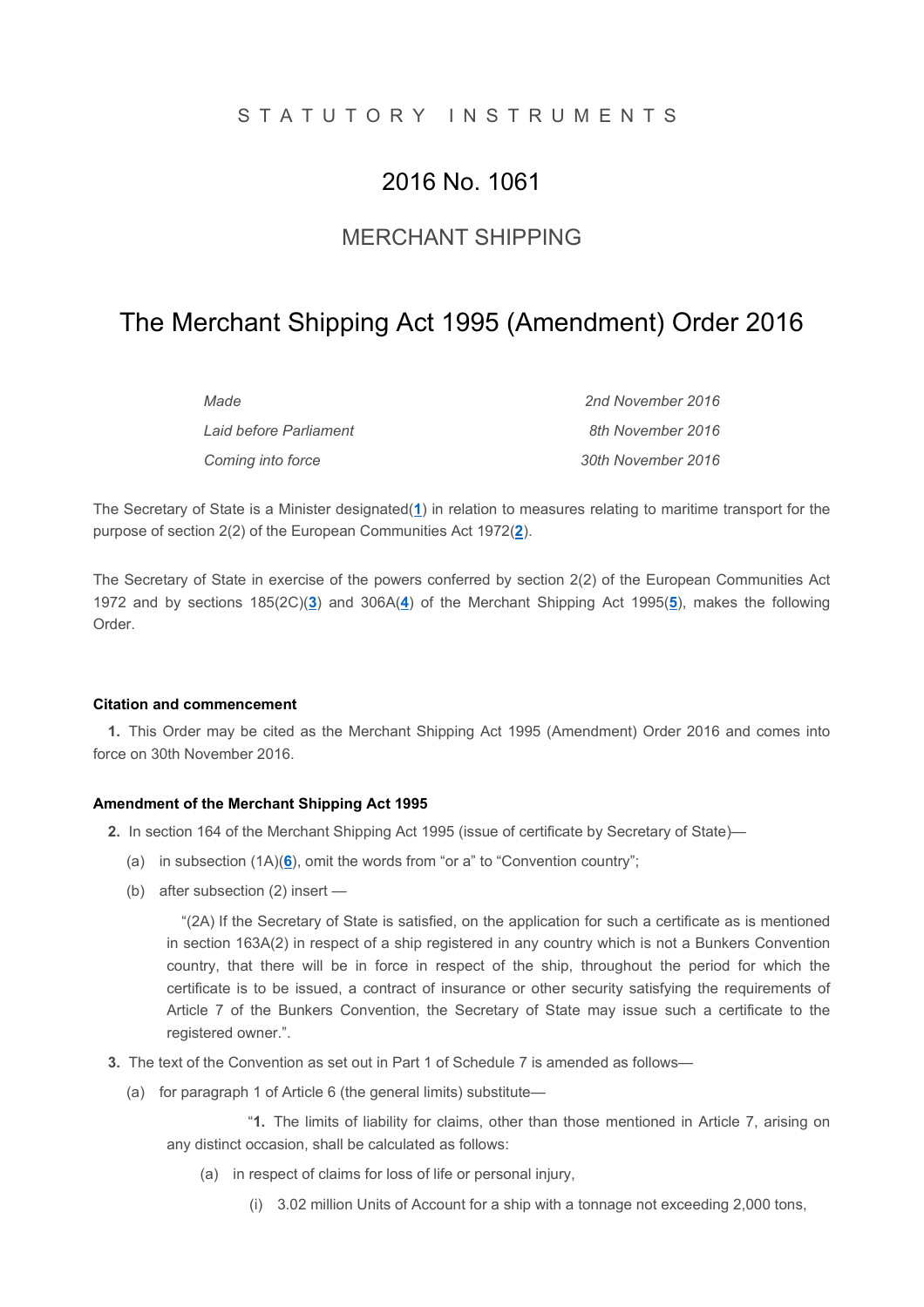STATUTORY INSTRUMENTS

# 2016 No. 1061

## MERCHANT SHIPPING

# The Merchant Shipping Act 1995 (Amendment) Order 2016

| | |
|---|---|
| *Made* | *2nd November 2016* |
| *Laid before Parliament* | *8th November 2016* |
| *Coming into force* | *30th November 2016* |

The Secretary of State is a Minister designated([1]) in relation to measures relating to maritime transport for the purpose of section 2(2) of the European Communities Act 1972([2]).

The Secretary of State in exercise of the powers conferred by section 2(2) of the European Communities Act 1972 and by sections 185(2C)([3]) and 306A([4]) of the Merchant Shipping Act 1995([5]), makes the following Order.

### Citation and commencement

**1.** This Order may be cited as the Merchant Shipping Act 1995 (Amendment) Order 2016 and comes into force on 30th November 2016.

### Amendment of the Merchant Shipping Act 1995

**2.** In section 164 of the Merchant Shipping Act 1995 (issue of certificate by Secretary of State)—

(a) in subsection (1A)([6]), omit the words from "or a" to "Convention country";

(b) after subsection (2) insert —

"(2A) If the Secretary of State is satisfied, on the application for such a certificate as is mentioned in section 163A(2) in respect of a ship registered in any country which is not a Bunkers Convention country, that there will be in force in respect of the ship, throughout the period for which the certificate is to be issued, a contract of insurance or other security satisfying the requirements of Article 7 of the Bunkers Convention, the Secretary of State may issue such a certificate to the registered owner.".

**3.** The text of the Convention as set out in Part 1 of Schedule 7 is amended as follows—

(a) for paragraph 1 of Article 6 (the general limits) substitute—

"**1.** The limits of liability for claims, other than those mentioned in Article 7, arising on any distinct occasion, shall be calculated as follows:

(a) in respect of claims for loss of life or personal injury,

(i) 3.02 million Units of Account for a ship with a tonnage not exceeding 2,000 tons,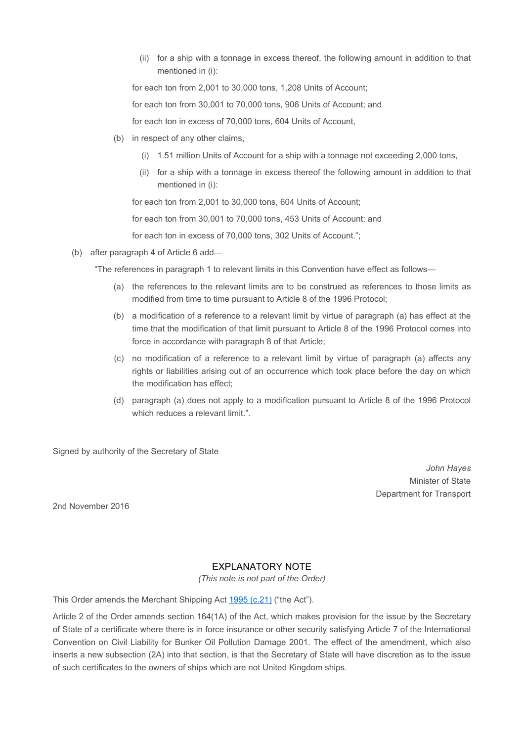(ii) for a ship with a tonnage in excess thereof, the following amount in addition to that mentioned in (i):

for each ton from 2,001 to 30,000 tons, 1,208 Units of Account;

for each ton from 30,001 to 70,000 tons, 906 Units of Account; and

for each ton in excess of 70,000 tons, 604 Units of Account,

(b) in respect of any other claims,

(i) 1.51 million Units of Account for a ship with a tonnage not exceeding 2,000 tons,

(ii) for a ship with a tonnage in excess thereof the following amount in addition to that mentioned in (i):

for each ton from 2,001 to 30,000 tons, 604 Units of Account;

for each ton from 30,001 to 70,000 tons, 453 Units of Account; and

for each ton in excess of 70,000 tons, 302 Units of Account.";

(b) after paragraph 4 of Article 6 add—

"The references in paragraph 1 to relevant limits in this Convention have effect as follows—

(a) the references to the relevant limits are to be construed as references to those limits as modified from time to time pursuant to Article 8 of the 1996 Protocol;

(b) a modification of a reference to a relevant limit by virtue of paragraph (a) has effect at the time that the modification of that limit pursuant to Article 8 of the 1996 Protocol comes into force in accordance with paragraph 8 of that Article;

(c) no modification of a reference to a relevant limit by virtue of paragraph (a) affects any rights or liabilities arising out of an occurrence which took place before the day on which the modification has effect;

(d) paragraph (a) does not apply to a modification pursuant to Article 8 of the 1996 Protocol which reduces a relevant limit.".

Signed by authority of the Secretary of State

*John Hayes*
Minister of State
Department for Transport

2nd November 2016

## EXPLANATORY NOTE

*(This note is not part of the Order)*

This Order amends the Merchant Shipping Act 1995 (c.21) ("the Act").

Article 2 of the Order amends section 164(1A) of the Act, which makes provision for the issue by the Secretary of State of a certificate where there is in force insurance or other security satisfying Article 7 of the International Convention on Civil Liability for Bunker Oil Pollution Damage 2001. The effect of the amendment, which also inserts a new subsection (2A) into that section, is that the Secretary of State will have discretion as to the issue of such certificates to the owners of ships which are not United Kingdom ships.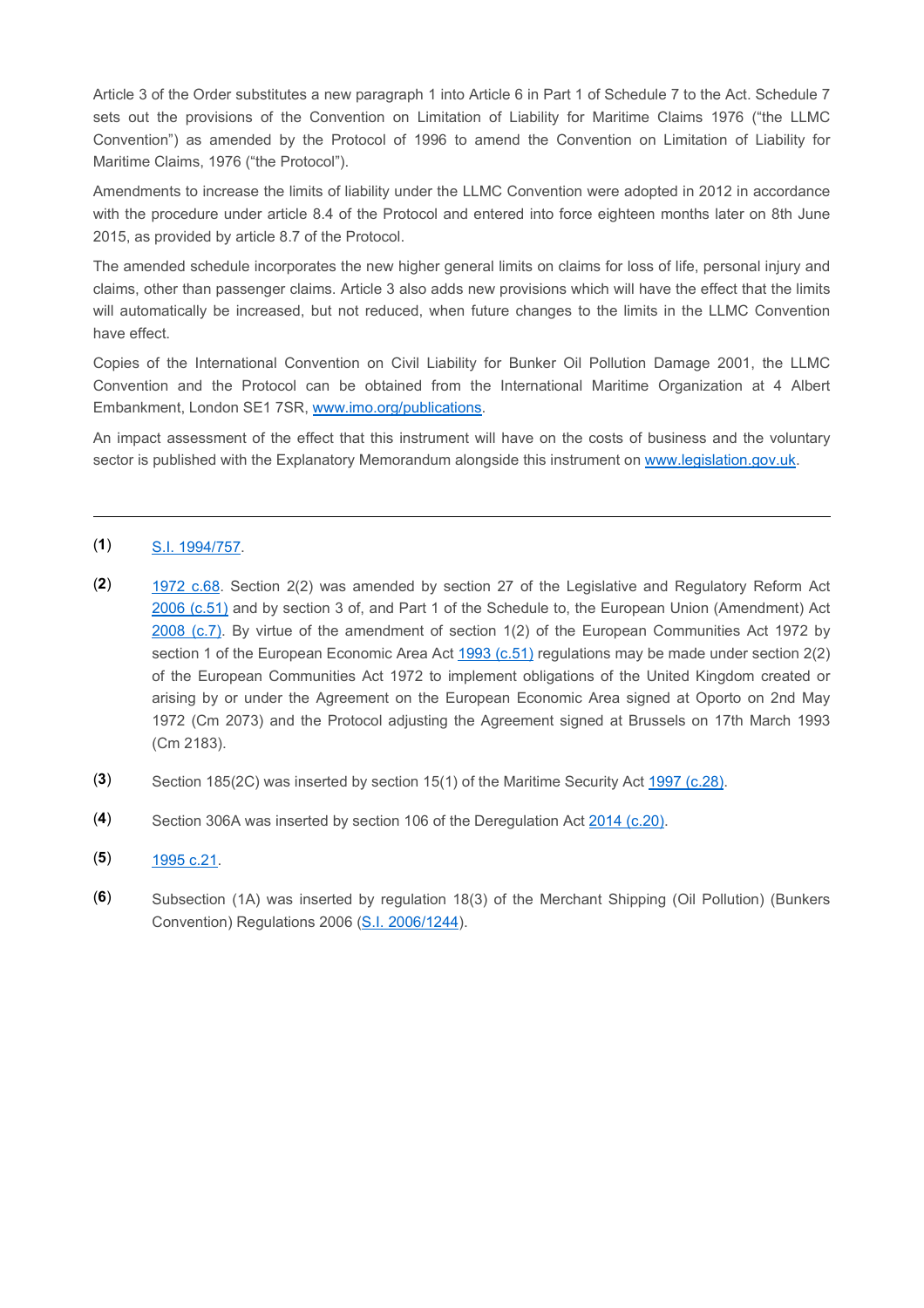Article 3 of the Order substitutes a new paragraph 1 into Article 6 in Part 1 of Schedule 7 to the Act. Schedule 7 sets out the provisions of the Convention on Limitation of Liability for Maritime Claims 1976 ("the LLMC Convention") as amended by the Protocol of 1996 to amend the Convention on Limitation of Liability for Maritime Claims, 1976 ("the Protocol").

Amendments to increase the limits of liability under the LLMC Convention were adopted in 2012 in accordance with the procedure under article 8.4 of the Protocol and entered into force eighteen months later on 8th June 2015, as provided by article 8.7 of the Protocol.

The amended schedule incorporates the new higher general limits on claims for loss of life, personal injury and claims, other than passenger claims. Article 3 also adds new provisions which will have the effect that the limits will automatically be increased, but not reduced, when future changes to the limits in the LLMC Convention have effect.

Copies of the International Convention on Civil Liability for Bunker Oil Pollution Damage 2001, the LLMC Convention and the Protocol can be obtained from the International Maritime Organization at 4 Albert Embankment, London SE1 7SR, www.imo.org/publications.

An impact assessment of the effect that this instrument will have on the costs of business and the voluntary sector is published with the Explanatory Memorandum alongside this instrument on www.legislation.gov.uk.

---

(1) S.I. 1994/757.

(2) 1972 c.68. Section 2(2) was amended by section 27 of the Legislative and Regulatory Reform Act 2006 (c.51) and by section 3 of, and Part 1 of the Schedule to, the European Union (Amendment) Act 2008 (c.7). By virtue of the amendment of section 1(2) of the European Communities Act 1972 by section 1 of the European Economic Area Act 1993 (c.51) regulations may be made under section 2(2) of the European Communities Act 1972 to implement obligations of the United Kingdom created or arising by or under the Agreement on the European Economic Area signed at Oporto on 2nd May 1972 (Cm 2073) and the Protocol adjusting the Agreement signed at Brussels on 17th March 1993 (Cm 2183).

(3) Section 185(2C) was inserted by section 15(1) of the Maritime Security Act 1997 (c.28).

(4) Section 306A was inserted by section 106 of the Deregulation Act 2014 (c.20).

(5) 1995 c.21.

(6) Subsection (1A) was inserted by regulation 18(3) of the Merchant Shipping (Oil Pollution) (Bunkers Convention) Regulations 2006 (S.I. 2006/1244).